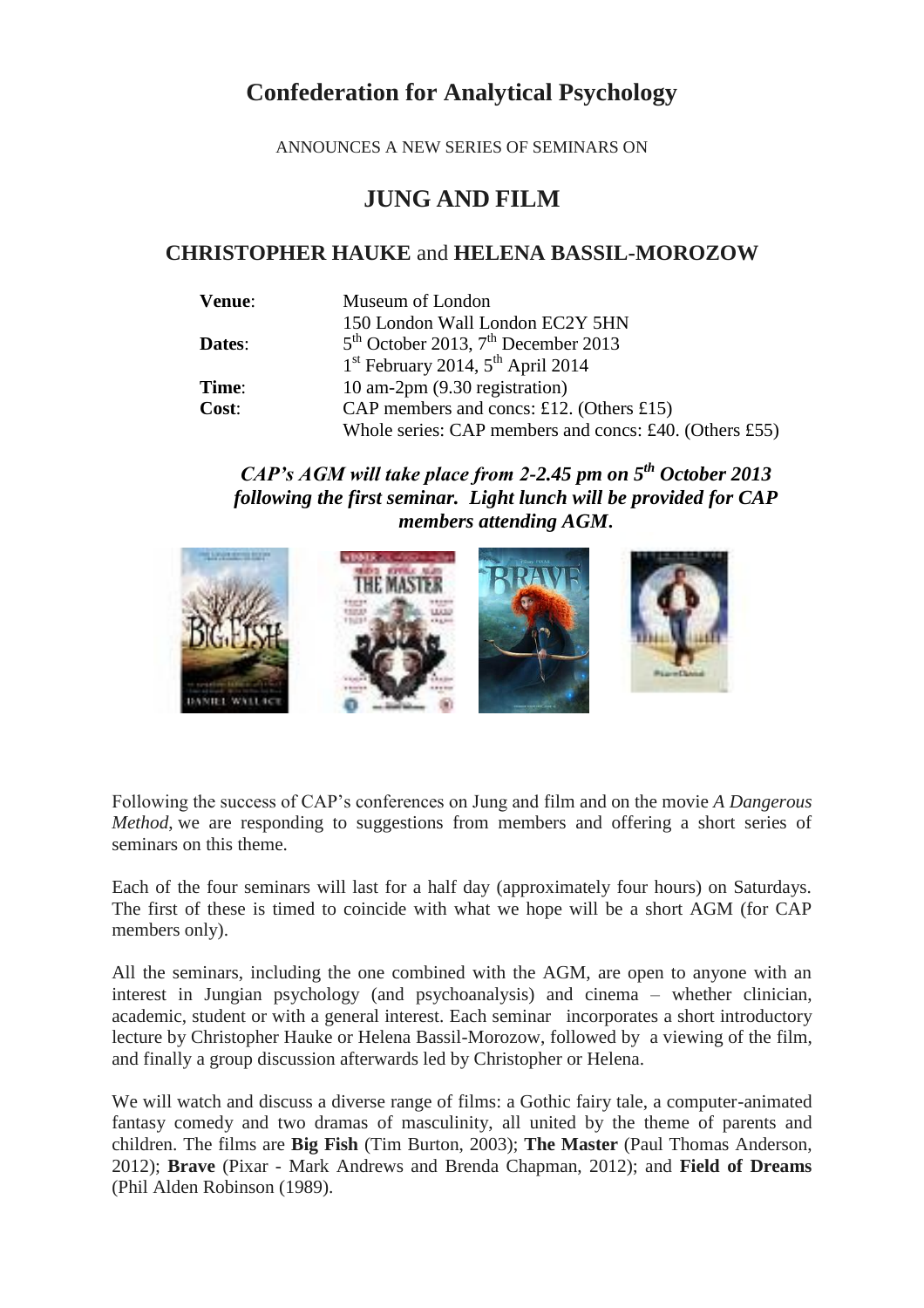# Confederation for Analytical Psychology

ANNOUNCES A NEW SERIES OF SEMINARS ON

## JUNG AND FILM

### CHRISTOPHER HAUKE and HELENA BASSIL-MOROZOW

| | |
|---|---|
| **Venue**: | Museum of London<br>150 London Wall London EC2Y 5HN |
| **Dates**: | 5th October 2013, 7th December 2013<br>1st February 2014, 5th April 2014 |
| **Time**: | 10 am-2pm (9.30 registration) |
| **Cost**: | CAP members and concs: £12. (Others £15)<br>Whole series: CAP members and concs: £40. (Others £55) |

***CAP's AGM will take place from 2-2.45 pm on 5th October 2013 following the first seminar. Light lunch will be provided for CAP members attending AGM.***

Following the success of CAP's conferences on Jung and film and on the movie *A Dangerous Method*, we are responding to suggestions from members and offering a short series of seminars on this theme.

Each of the four seminars will last for a half day (approximately four hours) on Saturdays. The first of these is timed to coincide with what we hope will be a short AGM (for CAP members only).

All the seminars, including the one combined with the AGM, are open to anyone with an interest in Jungian psychology (and psychoanalysis) and cinema – whether clinician, academic, student or with a general interest. Each seminar incorporates a short introductory lecture by Christopher Hauke or Helena Bassil-Morozow, followed by a viewing of the film, and finally a group discussion afterwards led by Christopher or Helena.

We will watch and discuss a diverse range of films: a Gothic fairy tale, a computer-animated fantasy comedy and two dramas of masculinity, all united by the theme of parents and children. The films are **Big Fish** (Tim Burton, 2003); **The Master** (Paul Thomas Anderson, 2012); **Brave** (Pixar - Mark Andrews and Brenda Chapman, 2012); and **Field of Dreams** (Phil Alden Robinson (1989).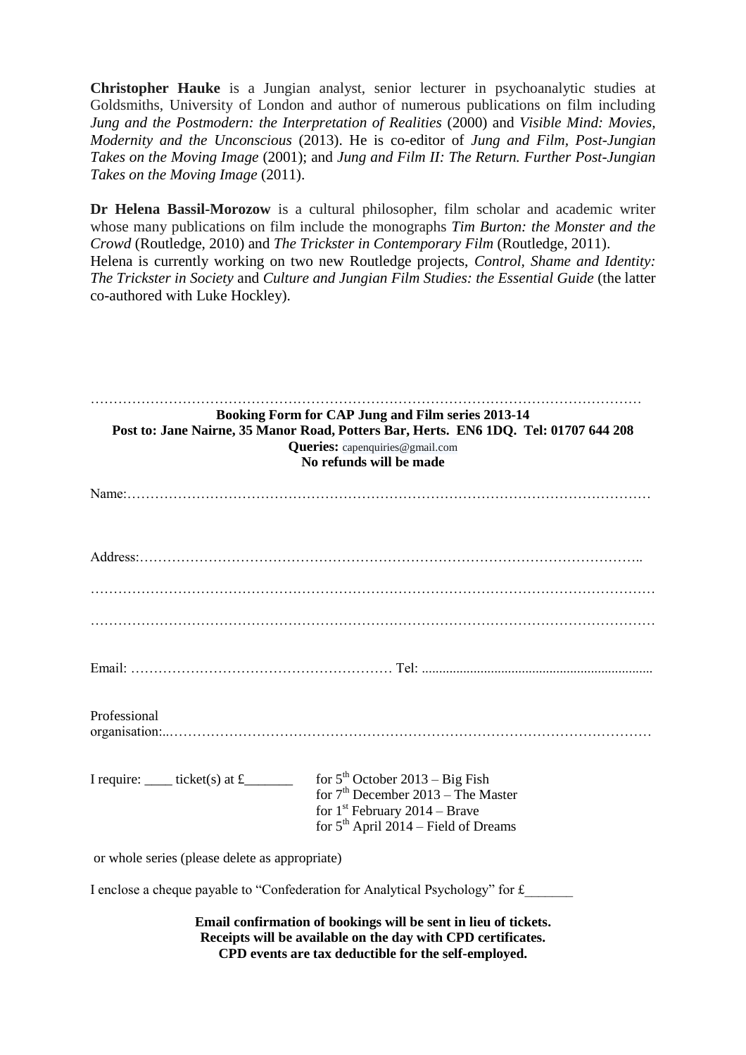**Christopher Hauke** is a Jungian analyst, senior lecturer in psychoanalytic studies at Goldsmiths, University of London and author of numerous publications on film including *Jung and the Postmodern: the Interpretation of Realities* (2000) and *Visible Mind: Movies, Modernity and the Unconscious* (2013). He is co-editor of *Jung and Film, Post-Jungian Takes on the Moving Image* (2001); and *Jung and Film II: The Return. Further Post-Jungian Takes on the Moving Image* (2011).

**Dr Helena Bassil-Morozow** is a cultural philosopher, film scholar and academic writer whose many publications on film include the monographs *Tim Burton: the Monster and the Crowd* (Routledge, 2010) and *The Trickster in Contemporary Film* (Routledge, 2011). Helena is currently working on two new Routledge projects, *Control, Shame and Identity: The Trickster in Society* and *Culture and Jungian Film Studies: the Essential Guide* (the latter co-authored with Luke Hockley).

…………………………………………………………………………………………………………

**Booking Form for CAP Jung and Film series 2013-14**
**Post to: Jane Nairne, 35 Manor Road, Potters Bar, Herts. EN6 1DQ. Tel: 01707 644 208**
**Queries:** capenquiries@gmail.com
**No refunds will be made**

Name:……………………………………………………………………………………………………

Address:……………………………………………………………………………………………..

…………………………………………………………………………………………………………

…………………………………………………………………………………………………………

Email: ………………………………………………… Tel: ..................................................................

Professional organisation:..……………………………………………………………………………………………

I require: ____ ticket(s) at £_______ for 5th October 2013 – Big Fish
for 7th December 2013 – The Master
for 1st February 2014 – Brave
for 5th April 2014 – Field of Dreams

or whole series (please delete as appropriate)

I enclose a cheque payable to "Confederation for Analytical Psychology" for £_______

**Email confirmation of bookings will be sent in lieu of tickets.**
**Receipts will be available on the day with CPD certificates.**
**CPD events are tax deductible for the self-employed.**